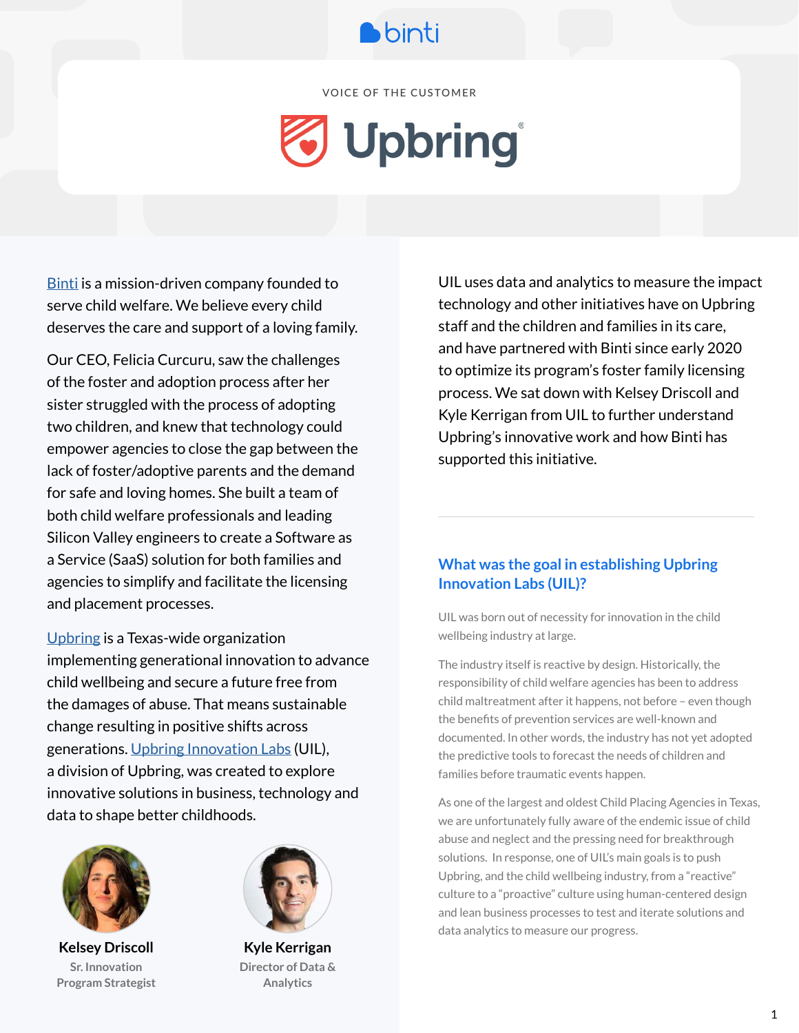binti

VOICE OF THE CUSTOMER

# Upbring

Binti is a mission-driven company founded to serve child welfare. We believe every child deserves the care and support of a loving family.

Our CEO, Felicia Curcuru, saw the challenges of the foster and adoption process after her sister struggled with the process of adopting two children, and knew that technology could empower agencies to close the gap between the lack of foster/adoptive parents and the demand for safe and loving homes. She built a team of both child welfare professionals and leading Silicon Valley engineers to create a Software as a Service (SaaS) solution for both families and agencies to simplify and facilitate the licensing and placement processes.

Upbring is a Texas-wide organization implementing generational innovation to advance child wellbeing and secure a future free from the damages of abuse. That means sustainable change resulting in positive shifts across generations. Upbring Innovation Labs (UIL), a division of Upbring, was created to explore innovative solutions in business, technology and data to shape better childhoods.

**Kelsey Driscoll**
Sr. Innovation Program Strategist

**Kyle Kerrigan**
Director of Data & Analytics

UIL uses data and analytics to measure the impact technology and other initiatives have on Upbring staff and the children and families in its care, and have partnered with Binti since early 2020 to optimize its program's foster family licensing process. We sat down with Kelsey Driscoll and Kyle Kerrigan from UIL to further understand Upbring's innovative work and how Binti has supported this initiative.

---

## What was the goal in establishing Upbring Innovation Labs (UIL)?

UIL was born out of necessity for innovation in the child wellbeing industry at large.

The industry itself is reactive by design. Historically, the responsibility of child welfare agencies has been to address child maltreatment after it happens, not before – even though the benefits of prevention services are well-known and documented. In other words, the industry has not yet adopted the predictive tools to forecast the needs of children and families before traumatic events happen.

As one of the largest and oldest Child Placing Agencies in Texas, we are unfortunately fully aware of the endemic issue of child abuse and neglect and the pressing need for breakthrough solutions. In response, one of UIL's main goals is to push Upbring, and the child wellbeing industry, from a "reactive" culture to a "proactive" culture using human-centered design and lean business processes to test and iterate solutions and data analytics to measure our progress.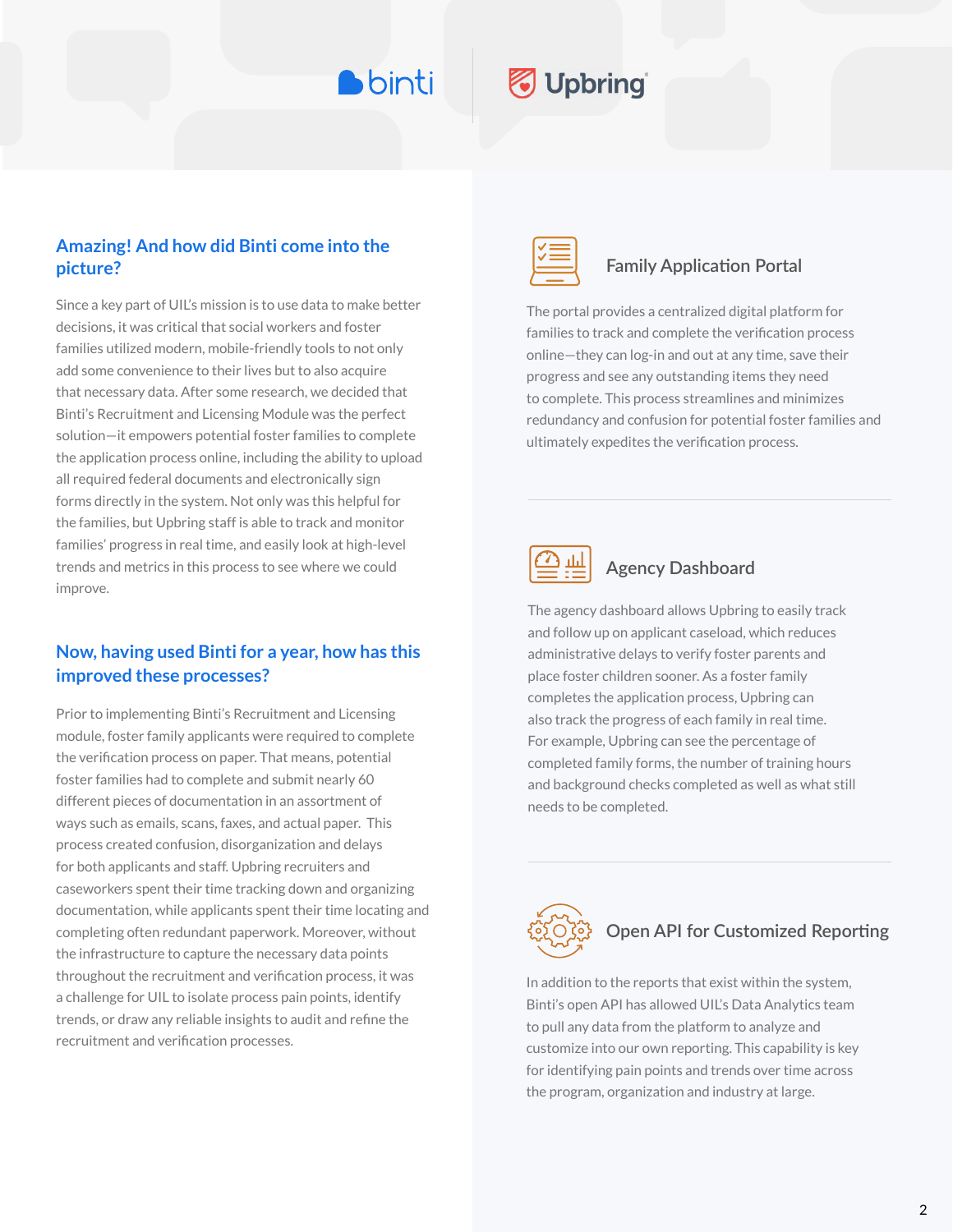## Amazing! And how did Binti come into the picture?

Since a key part of UIL's mission is to use data to make better decisions, it was critical that social workers and foster families utilized modern, mobile-friendly tools to not only add some convenience to their lives but to also acquire that necessary data. After some research, we decided that Binti's Recruitment and Licensing Module was the perfect solution—it empowers potential foster families to complete the application process online, including the ability to upload all required federal documents and electronically sign forms directly in the system. Not only was this helpful for the families, but Upbring staff is able to track and monitor families' progress in real time, and easily look at high-level trends and metrics in this process to see where we could improve.

## Now, having used Binti for a year, how has this improved these processes?

Prior to implementing Binti's Recruitment and Licensing module, foster family applicants were required to complete the verification process on paper. That means, potential foster families had to complete and submit nearly 60 different pieces of documentation in an assortment of ways such as emails, scans, faxes, and actual paper. This process created confusion, disorganization and delays for both applicants and staff. Upbring recruiters and caseworkers spent their time tracking down and organizing documentation, while applicants spent their time locating and completing often redundant paperwork. Moreover, without the infrastructure to capture the necessary data points throughout the recruitment and verification process, it was a challenge for UIL to isolate process pain points, identify trends, or draw any reliable insights to audit and refine the recruitment and verification processes.

### Family Application Portal

The portal provides a centralized digital platform for families to track and complete the verification process online—they can log-in and out at any time, save their progress and see any outstanding items they need to complete. This process streamlines and minimizes redundancy and confusion for potential foster families and ultimately expedites the verification process.

### Agency Dashboard

The agency dashboard allows Upbring to easily track and follow up on applicant caseload, which reduces administrative delays to verify foster parents and place foster children sooner. As a foster family completes the application process, Upbring can also track the progress of each family in real time. For example, Upbring can see the percentage of completed family forms, the number of training hours and background checks completed as well as what still needs to be completed.

### Open API for Customized Reporting

In addition to the reports that exist within the system, Binti's open API has allowed UIL's Data Analytics team to pull any data from the platform to analyze and customize into our own reporting. This capability is key for identifying pain points and trends over time across the program, organization and industry at large.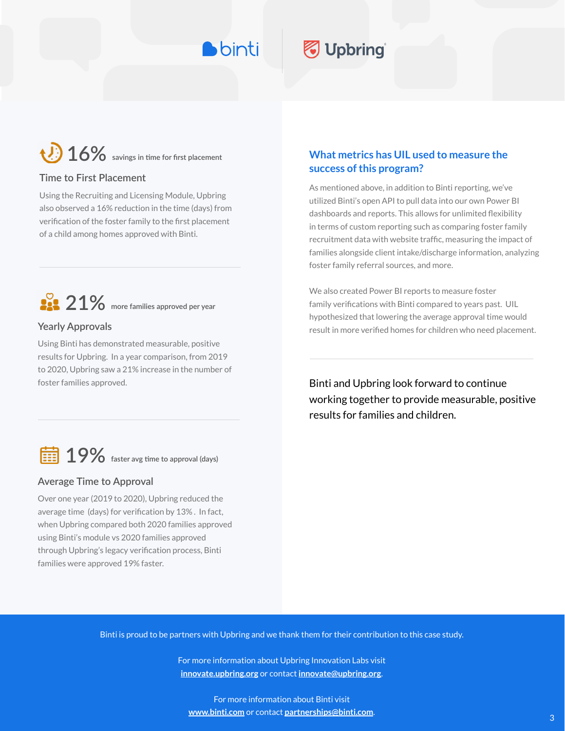binti | Upbring

**16%** savings in time for first placement

### Time to First Placement

Using the Recruiting and Licensing Module, Upbring also observed a 16% reduction in the time (days) from verification of the foster family to the first placement of a child among homes approved with Binti.

---

**21%** more families approved per year

### Yearly Approvals

Using Binti has demonstrated measurable, positive results for Upbring. In a year comparison, from 2019 to 2020, Upbring saw a 21% increase in the number of foster families approved.

---

**19%** faster avg time to approval (days)

### Average Time to Approval

Over one year (2019 to 2020), Upbring reduced the average time (days) for verification by 13%. In fact, when Upbring compared both 2020 families approved using Binti's module vs 2020 families approved through Upbring's legacy verification process, Binti families were approved 19% faster.

## What metrics has UIL used to measure the success of this program?

As mentioned above, in addition to Binti reporting, we've utilized Binti's open API to pull data into our own Power BI dashboards and reports. This allows for unlimited flexibility in terms of custom reporting such as comparing foster family recruitment data with website traffic, measuring the impact of families alongside client intake/discharge information, analyzing foster family referral sources, and more.

We also created Power BI reports to measure foster family verifications with Binti compared to years past. UIL hypothesized that lowering the average approval time would result in more verified homes for children who need placement.

---

Binti and Upbring look forward to continue working together to provide measurable, positive results for families and children.

Binti is proud to be partners with Upbring and we thank them for their contribution to this case study.

For more information about Upbring Innovation Labs visit **innovate.upbring.org** or contact **innovate@upbring.org**.

For more information about Binti visit **www.binti.com** or contact **partnerships@binti.com**.